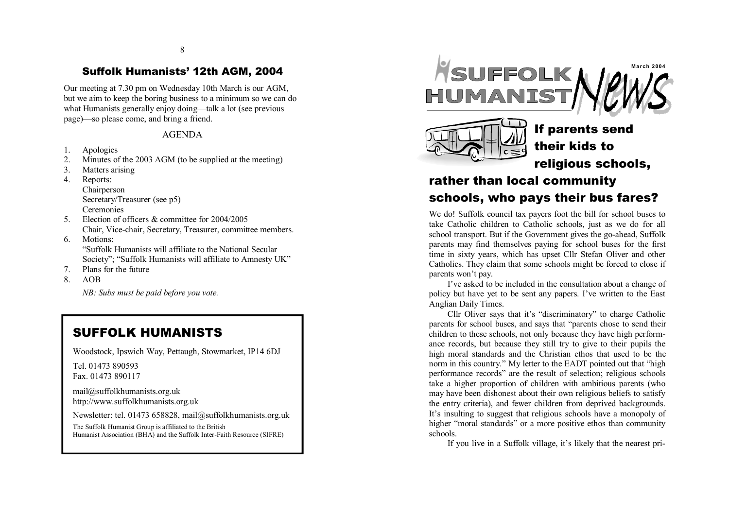## Suffolk Humanists' 12th AGM, 2004

Our meeting at 7.30 pm on Wednesday 10th March is our AGM, but we aim to keep the boring business to a minimum so we can do what Humanists generally enjoy doing—talk a lot (see previous page)—so please come, and bring a friend.

AGENDA

1. Apologies
2. Minutes of the 2003 AGM (to be supplied at the meeting)
3. Matters arising
4. Reports:
   Chairperson
   Secretary/Treasurer (see p5)
   Ceremonies
5. Election of officers & committee for 2004/2005
   Chair, Vice-chair, Secretary, Treasurer, committee members.
6. Motions:
   "Suffolk Humanists will affiliate to the National Secular Society"; "Suffolk Humanists will affiliate to Amnesty UK"
7. Plans for the future
8. AOB

*NB: Subs must be paid before you vote.*

## SUFFOLK HUMANISTS

Woodstock, Ipswich Way, Pettaugh, Stowmarket, IP14 6DJ

Tel. 01473 890593
Fax. 01473 890117

mail@suffolkhumanists.org.uk
http://www.suffolkhumanists.org.uk

Newsletter: tel. 01473 658828, mail@suffolkhumanists.org.uk

The Suffolk Humanist Group is affiliated to the British Humanist Association (BHA) and the Suffolk Inter-Faith Resource (SIFRE)

# SUFFOLK HUMANIST News

March 2004

## If parents send their kids to religious schools, rather than local community schools, who pays their bus fares?

We do! Suffolk council tax payers foot the bill for school buses to take Catholic children to Catholic schools, just as we do for all school transport. But if the Government gives the go-ahead, Suffolk parents may find themselves paying for school buses for the first time in sixty years, which has upset Cllr Stefan Oliver and other Catholics. They claim that some schools might be forced to close if parents won't pay.

I've asked to be included in the consultation about a change of policy but have yet to be sent any papers. I've written to the East Anglian Daily Times.

Cllr Oliver says that it's "discriminatory" to charge Catholic parents for school buses, and says that "parents chose to send their children to these schools, not only because they have high performance records, but because they still try to give to their pupils the high moral standards and the Christian ethos that used to be the norm in this country." My letter to the EADT pointed out that "high performance records" are the result of selection; religious schools take a higher proportion of children with ambitious parents (who may have been dishonest about their own religious beliefs to satisfy the entry criteria), and fewer children from deprived backgrounds. It's insulting to suggest that religious schools have a monopoly of higher "moral standards" or a more positive ethos than community schools.

If you live in a Suffolk village, it's likely that the nearest pri-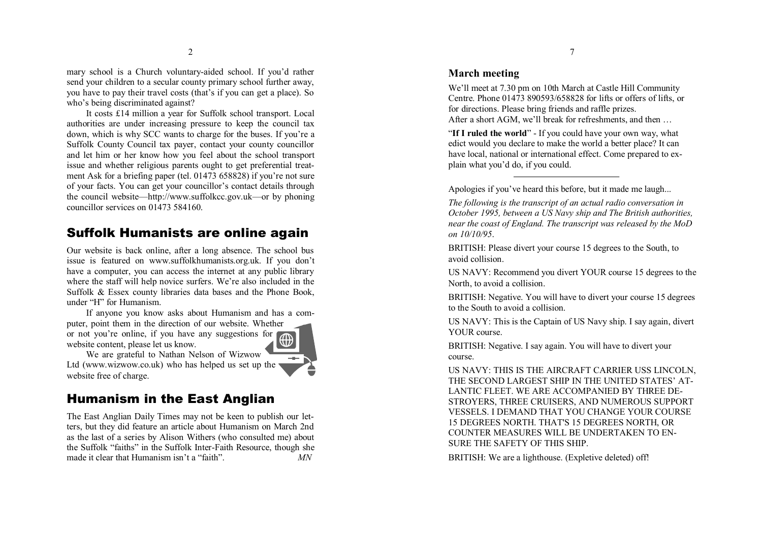mary school is a Church voluntary-aided school. If you'd rather send your children to a secular county primary school further away, you have to pay their travel costs (that's if you can get a place). So who's being discriminated against?

It costs £14 million a year for Suffolk school transport. Local authorities are under increasing pressure to keep the council tax down, which is why SCC wants to charge for the buses. If you're a Suffolk County Council tax payer, contact your county councillor and let him or her know how you feel about the school transport issue and whether religious parents ought to get preferential treatment Ask for a briefing paper (tel. 01473 658828) if you're not sure of your facts. You can get your councillor's contact details through the council website—http://www.suffolkcc.gov.uk—or by phoning councillor services on 01473 584160.

## Suffolk Humanists are online again

Our website is back online, after a long absence. The school bus issue is featured on www.suffolkhumanists.org.uk. If you don't have a computer, you can access the internet at any public library where the staff will help novice surfers. We're also included in the Suffolk & Essex county libraries data bases and the Phone Book, under "H" for Humanism.

If anyone you know asks about Humanism and has a computer, point them in the direction of our website. Whether or not you're online, if you have any suggestions for website content, please let us know.

We are grateful to Nathan Nelson of Wizwow Ltd (www.wizwow.co.uk) who has helped us set up the website free of charge.

## Humanism in the East Anglian

The East Anglian Daily Times may not be keen to publish our letters, but they did feature an article about Humanism on March 2nd as the last of a series by Alison Withers (who consulted me) about the Suffolk "faiths" in the Suffolk Inter-Faith Resource, though she made it clear that Humanism isn't a "faith". *MN*

### March meeting

We'll meet at 7.30 pm on 10th March at Castle Hill Community Centre. Phone 01473 890593/658828 for lifts or offers of lifts, or for directions. Please bring friends and raffle prizes.
After a short AGM, we'll break for refreshments, and then …

"**If I ruled the world**" - If you could have your own way, what edict would you declare to make the world a better place? It can have local, national or international effect. Come prepared to explain what you'd do, if you could.

---

Apologies if you've heard this before, but it made me laugh...

*The following is the transcript of an actual radio conversation in October 1995, between a US Navy ship and The British authorities, near the coast of England. The transcript was released by the MoD on 10/10/95.*

BRITISH: Please divert your course 15 degrees to the South, to avoid collision.

US NAVY: Recommend you divert YOUR course 15 degrees to the North, to avoid a collision.

BRITISH: Negative. You will have to divert your course 15 degrees to the South to avoid a collision.

US NAVY: This is the Captain of US Navy ship. I say again, divert YOUR course.

BRITISH: Negative. I say again. You will have to divert your course.

US NAVY: THIS IS THE AIRCRAFT CARRIER USS LINCOLN, THE SECOND LARGEST SHIP IN THE UNITED STATES' ATLANTIC FLEET. WE ARE ACCOMPANIED BY THREE DESTROYERS, THREE CRUISERS, AND NUMEROUS SUPPORT VESSELS. I DEMAND THAT YOU CHANGE YOUR COURSE 15 DEGREES NORTH. THAT'S 15 DEGREES NORTH, OR COUNTER MEASURES WILL BE UNDERTAKEN TO ENSURE THE SAFETY OF THIS SHIP.

BRITISH: We are a lighthouse. (Expletive deleted) off!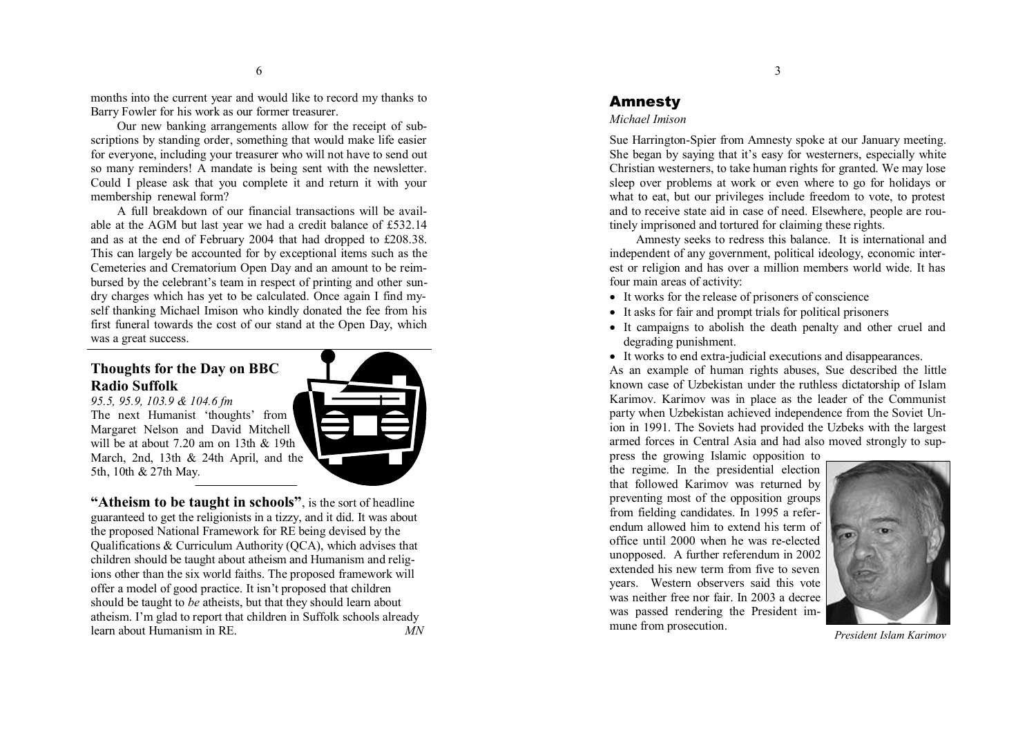months into the current year and would like to record my thanks to Barry Fowler for his work as our former treasurer.

Our new banking arrangements allow for the receipt of subscriptions by standing order, something that would make life easier for everyone, including your treasurer who will not have to send out so many reminders! A mandate is being sent with the newsletter. Could I please ask that you complete it and return it with your membership renewal form?

A full breakdown of our financial transactions will be available at the AGM but last year we had a credit balance of £532.14 and as at the end of February 2004 that had dropped to £208.38. This can largely be accounted for by exceptional items such as the Cemeteries and Crematorium Open Day and an amount to be reimbursed by the celebrant's team in respect of printing and other sundry charges which has yet to be calculated. Once again I find myself thanking Michael Imison who kindly donated the fee from his first funeral towards the cost of our stand at the Open Day, which was a great success.

## Thoughts for the Day on BBC Radio Suffolk

*95.5, 95.9, 103.9 & 104.6 fm*

The next Humanist 'thoughts' from Margaret Nelson and David Mitchell will be at about 7.20 am on 13th & 19th March, 2nd, 13th & 24th April, and the 5th, 10th & 27th May.

**"Atheism to be taught in schools"**, is the sort of headline guaranteed to get the religionists in a tizzy, and it did. It was about the proposed National Framework for RE being devised by the Qualifications & Curriculum Authority (QCA), which advises that children should be taught about atheism and Humanism and religions other than the six world faiths. The proposed framework will offer a model of good practice. It isn't proposed that children should be taught to *be* atheists, but that they should learn about atheism. I'm glad to report that children in Suffolk schools already learn about Humanism in RE. *MN*

## Amnesty

*Michael Imison*

Sue Harrington-Spier from Amnesty spoke at our January meeting. She began by saying that it's easy for westerners, especially white Christian westerners, to take human rights for granted. We may lose sleep over problems at work or even where to go for holidays or what to eat, but our privileges include freedom to vote, to protest and to receive state aid in case of need. Elsewhere, people are routinely imprisoned and tortured for claiming these rights.

Amnesty seeks to redress this balance. It is international and independent of any government, political ideology, economic interest or religion and has over a million members world wide. It has four main areas of activity:

- It works for the release of prisoners of conscience
- It asks for fair and prompt trials for political prisoners
- It campaigns to abolish the death penalty and other cruel and degrading punishment.
- It works to end extra-judicial executions and disappearances.

As an example of human rights abuses, Sue described the little known case of Uzbekistan under the ruthless dictatorship of Islam Karimov. Karimov was in place as the leader of the Communist party when Uzbekistan achieved independence from the Soviet Union in 1991. The Soviets had provided the Uzbeks with the largest armed forces in Central Asia and had also moved strongly to suppress the growing Islamic opposition to the regime. In the presidential election that followed Karimov was returned by preventing most of the opposition groups from fielding candidates. In 1995 a referendum allowed him to extend his term of office until 2000 when he was re-elected unopposed. A further referendum in 2002 extended his new term from five to seven years. Western observers said this vote was neither free nor fair. In 2003 a decree was passed rendering the President immune from prosecution.

*President Islam Karimov*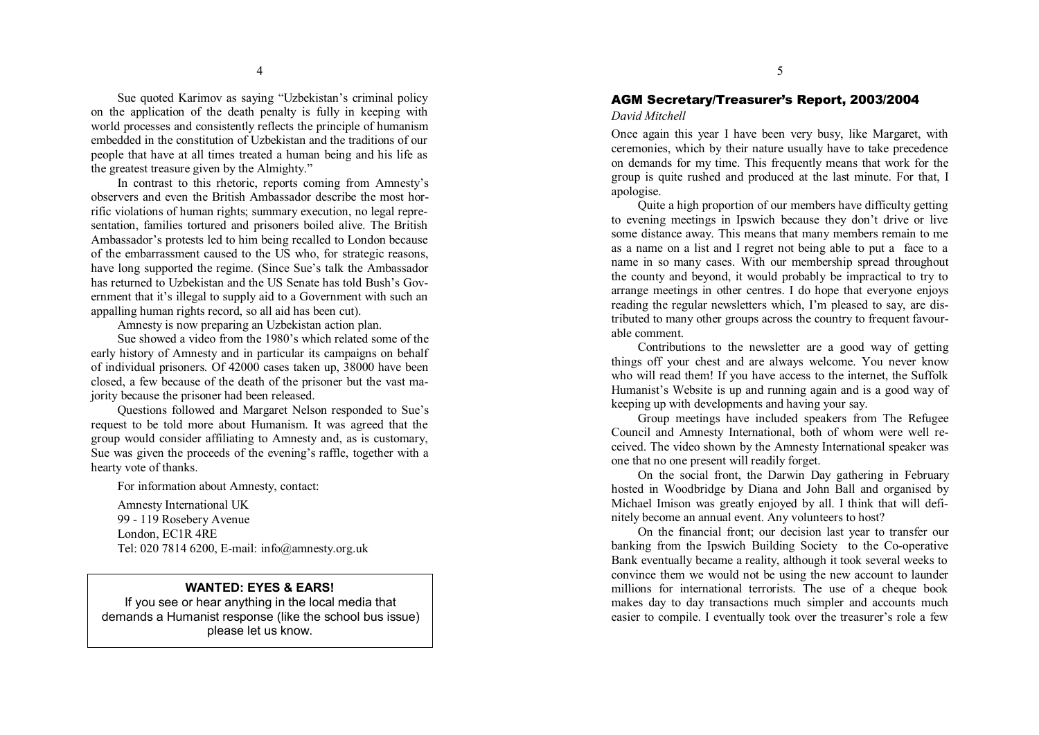Sue quoted Karimov as saying "Uzbekistan's criminal policy on the application of the death penalty is fully in keeping with world processes and consistently reflects the principle of humanism embedded in the constitution of Uzbekistan and the traditions of our people that have at all times treated a human being and his life as the greatest treasure given by the Almighty."

In contrast to this rhetoric, reports coming from Amnesty's observers and even the British Ambassador describe the most horrific violations of human rights; summary execution, no legal representation, families tortured and prisoners boiled alive. The British Ambassador's protests led to him being recalled to London because of the embarrassment caused to the US who, for strategic reasons, have long supported the regime. (Since Sue's talk the Ambassador has returned to Uzbekistan and the US Senate has told Bush's Government that it's illegal to supply aid to a Government with such an appalling human rights record, so all aid has been cut).

Amnesty is now preparing an Uzbekistan action plan.

Sue showed a video from the 1980's which related some of the early history of Amnesty and in particular its campaigns on behalf of individual prisoners. Of 42000 cases taken up, 38000 have been closed, a few because of the death of the prisoner but the vast majority because the prisoner had been released.

Questions followed and Margaret Nelson responded to Sue's request to be told more about Humanism. It was agreed that the group would consider affiliating to Amnesty and, as is customary, Sue was given the proceeds of the evening's raffle, together with a hearty vote of thanks.

For information about Amnesty, contact:

Amnesty International UK
99 - 119 Rosebery Avenue
London, EC1R 4RE
Tel: 020 7814 6200, E-mail: info@amnesty.org.uk

**WANTED: EYES & EARS!**

If you see or hear anything in the local media that demands a Humanist response (like the school bus issue) please let us know.

## AGM Secretary/Treasurer's Report, 2003/2004

*David Mitchell*

Once again this year I have been very busy, like Margaret, with ceremonies, which by their nature usually have to take precedence on demands for my time. This frequently means that work for the group is quite rushed and produced at the last minute. For that, I apologise.

Quite a high proportion of our members have difficulty getting to evening meetings in Ipswich because they don't drive or live some distance away. This means that many members remain to me as a name on a list and I regret not being able to put a face to a name in so many cases. With our membership spread throughout the county and beyond, it would probably be impractical to try to arrange meetings in other centres. I do hope that everyone enjoys reading the regular newsletters which, I'm pleased to say, are distributed to many other groups across the country to frequent favourable comment.

Contributions to the newsletter are a good way of getting things off your chest and are always welcome. You never know who will read them! If you have access to the internet, the Suffolk Humanist's Website is up and running again and is a good way of keeping up with developments and having your say.

Group meetings have included speakers from The Refugee Council and Amnesty International, both of whom were well received. The video shown by the Amnesty International speaker was one that no one present will readily forget.

On the social front, the Darwin Day gathering in February hosted in Woodbridge by Diana and John Ball and organised by Michael Imison was greatly enjoyed by all. I think that will definitely become an annual event. Any volunteers to host?

On the financial front; our decision last year to transfer our banking from the Ipswich Building Society to the Co-operative Bank eventually became a reality, although it took several weeks to convince them we would not be using the new account to launder millions for international terrorists. The use of a cheque book makes day to day transactions much simpler and accounts much easier to compile. I eventually took over the treasurer's role a few